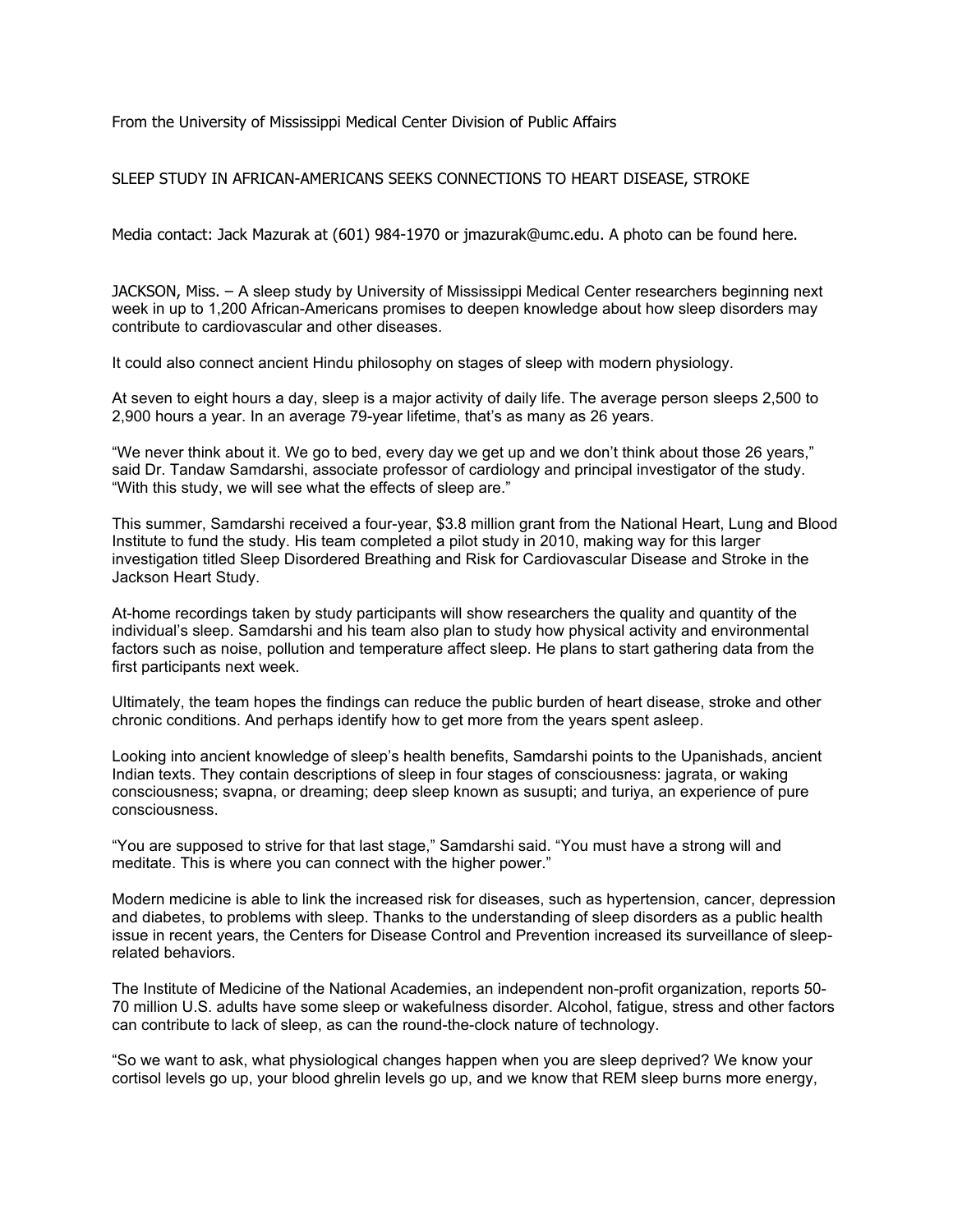From the University of Mississippi Medical Center Division of Public Affairs

# SLEEP STUDY IN AFRICAN-AMERICANS SEEKS CONNECTIONS TO HEART DISEASE, STROKE

Media contact: Jack Mazurak at (601) 984-1970 or jmazurak@umc.edu. A photo can be found here.

JACKSON, Miss. – A sleep study by University of Mississippi Medical Center researchers beginning next week in up to 1,200 African-Americans promises to deepen knowledge about how sleep disorders may contribute to cardiovascular and other diseases.

It could also connect ancient Hindu philosophy on stages of sleep with modern physiology.

At seven to eight hours a day, sleep is a major activity of daily life. The average person sleeps 2,500 to 2,900 hours a year. In an average 79-year lifetime, that's as many as 26 years.

"We never think about it. We go to bed, every day we get up and we don't think about those 26 years," said Dr. Tandaw Samdarshi, associate professor of cardiology and principal investigator of the study. "With this study, we will see what the effects of sleep are."

This summer, Samdarshi received a four-year, $3.8 million grant from the National Heart, Lung and Blood Institute to fund the study. His team completed a pilot study in 2010, making way for this larger investigation titled Sleep Disordered Breathing and Risk for Cardiovascular Disease and Stroke in the Jackson Heart Study.

At-home recordings taken by study participants will show researchers the quality and quantity of the individual's sleep. Samdarshi and his team also plan to study how physical activity and environmental factors such as noise, pollution and temperature affect sleep. He plans to start gathering data from the first participants next week.

Ultimately, the team hopes the findings can reduce the public burden of heart disease, stroke and other chronic conditions. And perhaps identify how to get more from the years spent asleep.

Looking into ancient knowledge of sleep's health benefits, Samdarshi points to the Upanishads, ancient Indian texts. They contain descriptions of sleep in four stages of consciousness: jagrata, or waking consciousness; svapna, or dreaming; deep sleep known as susupti; and turiya, an experience of pure consciousness.

"You are supposed to strive for that last stage," Samdarshi said. "You must have a strong will and meditate. This is where you can connect with the higher power."

Modern medicine is able to link the increased risk for diseases, such as hypertension, cancer, depression and diabetes, to problems with sleep. Thanks to the understanding of sleep disorders as a public health issue in recent years, the Centers for Disease Control and Prevention increased its surveillance of sleep-related behaviors.

The Institute of Medicine of the National Academies, an independent non-profit organization, reports 50-70 million U.S. adults have some sleep or wakefulness disorder. Alcohol, fatigue, stress and other factors can contribute to lack of sleep, as can the round-the-clock nature of technology.

"So we want to ask, what physiological changes happen when you are sleep deprived? We know your cortisol levels go up, your blood ghrelin levels go up, and we know that REM sleep burns more energy,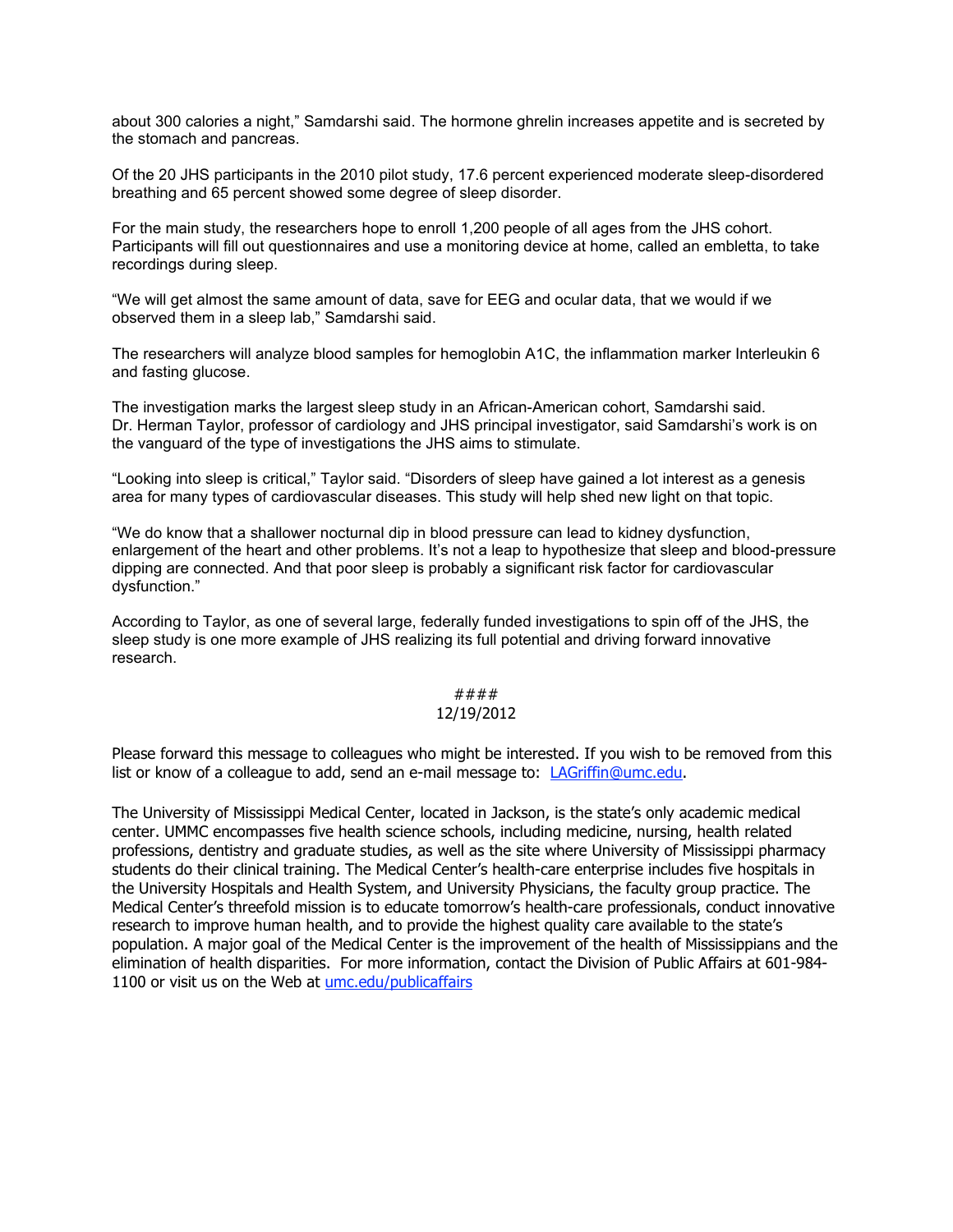about 300 calories a night," Samdarshi said. The hormone ghrelin increases appetite and is secreted by the stomach and pancreas.

Of the 20 JHS participants in the 2010 pilot study, 17.6 percent experienced moderate sleep-disordered breathing and 65 percent showed some degree of sleep disorder.

For the main study, the researchers hope to enroll 1,200 people of all ages from the JHS cohort. Participants will fill out questionnaires and use a monitoring device at home, called an embletta, to take recordings during sleep.

"We will get almost the same amount of data, save for EEG and ocular data, that we would if we observed them in a sleep lab," Samdarshi said.

The researchers will analyze blood samples for hemoglobin A1C, the inflammation marker Interleukin 6 and fasting glucose.

The investigation marks the largest sleep study in an African-American cohort, Samdarshi said. Dr. Herman Taylor, professor of cardiology and JHS principal investigator, said Samdarshi's work is on the vanguard of the type of investigations the JHS aims to stimulate.

"Looking into sleep is critical," Taylor said. "Disorders of sleep have gained a lot interest as a genesis area for many types of cardiovascular diseases. This study will help shed new light on that topic.

"We do know that a shallower nocturnal dip in blood pressure can lead to kidney dysfunction, enlargement of the heart and other problems. It's not a leap to hypothesize that sleep and blood-pressure dipping are connected. And that poor sleep is probably a significant risk factor for cardiovascular dysfunction."

According to Taylor, as one of several large, federally funded investigations to spin off of the JHS, the sleep study is one more example of JHS realizing its full potential and driving forward innovative research.

####

12/19/2012

Please forward this message to colleagues who might be interested. If you wish to be removed from this list or know of a colleague to add, send an e-mail message to: LAGriffin@umc.edu.

The University of Mississippi Medical Center, located in Jackson, is the state's only academic medical center. UMMC encompasses five health science schools, including medicine, nursing, health related professions, dentistry and graduate studies, as well as the site where University of Mississippi pharmacy students do their clinical training. The Medical Center's health-care enterprise includes five hospitals in the University Hospitals and Health System, and University Physicians, the faculty group practice. The Medical Center's threefold mission is to educate tomorrow's health-care professionals, conduct innovative research to improve human health, and to provide the highest quality care available to the state's population. A major goal of the Medical Center is the improvement of the health of Mississippians and the elimination of health disparities. For more information, contact the Division of Public Affairs at 601-984-1100 or visit us on the Web at umc.edu/publicaffairs